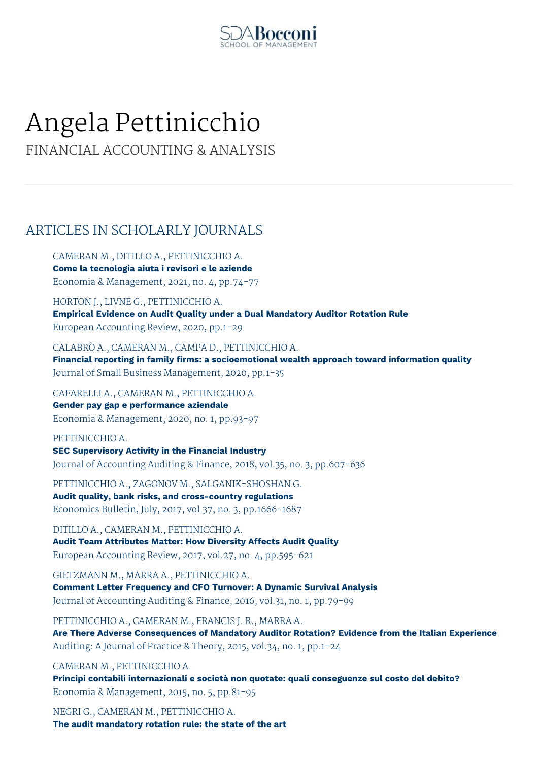SDA Bocconi
SCHOOL OF MANAGEMENT

# Angela Pettinicchio

FINANCIAL ACCOUNTING & ANALYSIS

## ARTICLES IN SCHOLARLY JOURNALS

CAMERAN M., DITILLO A., PETTINICCHIO A.
**Come la tecnologia aiuta i revisori e le aziende**
Economia & Management, 2021, no. 4, pp.74-77

HORTON J., LIVNE G., PETTINICCHIO A.
**Empirical Evidence on Audit Quality under a Dual Mandatory Auditor Rotation Rule**
European Accounting Review, 2020, pp.1-29

CALABRÒ A., CAMERAN M., CAMPA D., PETTINICCHIO A.
**Financial reporting in family firms: a socioemotional wealth approach toward information quality**
Journal of Small Business Management, 2020, pp.1-35

CAFARELLI A., CAMERAN M., PETTINICCHIO A.
**Gender pay gap e performance aziendale**
Economia & Management, 2020, no. 1, pp.93-97

PETTINICCHIO A.
**SEC Supervisory Activity in the Financial Industry**
Journal of Accounting Auditing & Finance, 2018, vol.35, no. 3, pp.607-636

PETTINICCHIO A., ZAGONOV M., SALGANIK-SHOSHAN G.
**Audit quality, bank risks, and cross-country regulations**
Economics Bulletin, July, 2017, vol.37, no. 3, pp.1666-1687

DITILLO A., CAMERAN M., PETTINICCHIO A.
**Audit Team Attributes Matter: How Diversity Affects Audit Quality**
European Accounting Review, 2017, vol.27, no. 4, pp.595-621

GIETZMANN M., MARRA A., PETTINICCHIO A.
**Comment Letter Frequency and CFO Turnover: A Dynamic Survival Analysis**
Journal of Accounting Auditing & Finance, 2016, vol.31, no. 1, pp.79-99

PETTINICCHIO A., CAMERAN M., FRANCIS J. R., MARRA A.
**Are There Adverse Consequences of Mandatory Auditor Rotation? Evidence from the Italian Experience**
Auditing: A Journal of Practice & Theory, 2015, vol.34, no. 1, pp.1-24

CAMERAN M., PETTINICCHIO A.
**Principi contabili internazionali e società non quotate: quali conseguenze sul costo del debito?**
Economia & Management, 2015, no. 5, pp.81-95

NEGRI G., CAMERAN M., PETTINICCHIO A.
**The audit mandatory rotation rule: the state of the art**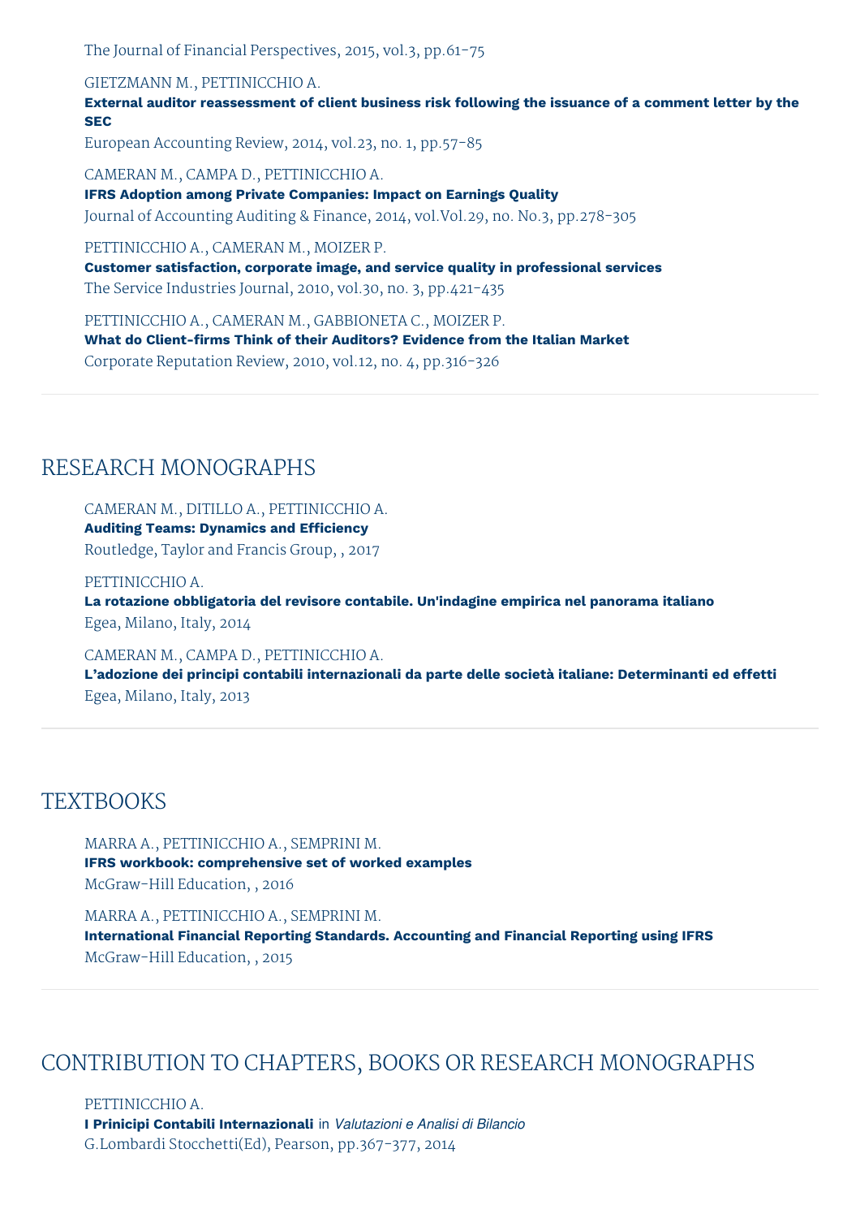The Journal of Financial Perspectives, 2015, vol.3, pp.61-75

GIETZMANN M., PETTINICCHIO A.
**External auditor reassessment of client business risk following the issuance of a comment letter by the SEC**
European Accounting Review, 2014, vol.23, no. 1, pp.57-85

CAMERAN M., CAMPA D., PETTINICCHIO A.
**IFRS Adoption among Private Companies: Impact on Earnings Quality**
Journal of Accounting Auditing & Finance, 2014, vol.Vol.29, no. No.3, pp.278-305

PETTINICCHIO A., CAMERAN M., MOIZER P.
**Customer satisfaction, corporate image, and service quality in professional services**
The Service Industries Journal, 2010, vol.30, no. 3, pp.421-435

PETTINICCHIO A., CAMERAN M., GABBIONETA C., MOIZER P.
**What do Client-firms Think of their Auditors? Evidence from the Italian Market**
Corporate Reputation Review, 2010, vol.12, no. 4, pp.316-326

## RESEARCH MONOGRAPHS

CAMERAN M., DITILLO A., PETTINICCHIO A.
**Auditing Teams: Dynamics and Efficiency**
Routledge, Taylor and Francis Group, , 2017

PETTINICCHIO A.
**La rotazione obbligatoria del revisore contabile. Un'indagine empirica nel panorama italiano**
Egea, Milano, Italy, 2014

CAMERAN M., CAMPA D., PETTINICCHIO A.
**L'adozione dei principi contabili internazionali da parte delle società italiane: Determinanti ed effetti**
Egea, Milano, Italy, 2013

## TEXTBOOKS

MARRA A., PETTINICCHIO A., SEMPRINI M.
**IFRS workbook: comprehensive set of worked examples**
McGraw-Hill Education, , 2016

MARRA A., PETTINICCHIO A., SEMPRINI M.
**International Financial Reporting Standards. Accounting and Financial Reporting using IFRS**
McGraw-Hill Education, , 2015

## CONTRIBUTION TO CHAPTERS, BOOKS OR RESEARCH MONOGRAPHS

PETTINICCHIO A.
**I Prinicipi Contabili Internazionali** in *Valutazioni e Analisi di Bilancio*
G.Lombardi Stocchetti(Ed), Pearson, pp.367-377, 2014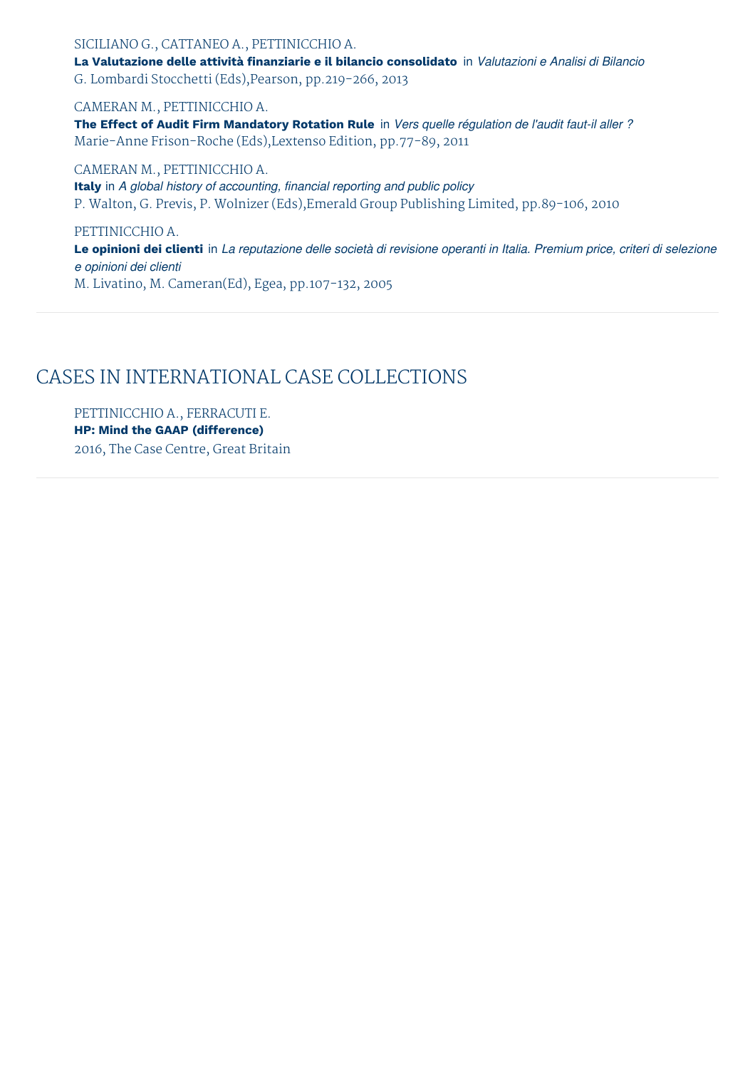SICILIANO G., CATTANEO A., PETTINICCHIO A.
**La Valutazione delle attività finanziarie e il bilancio consolidato** in *Valutazioni e Analisi di Bilancio*
G. Lombardi Stocchetti (Eds),Pearson, pp.219-266, 2013

CAMERAN M., PETTINICCHIO A.
**The Effect of Audit Firm Mandatory Rotation Rule** in *Vers quelle régulation de l'audit faut-il aller ?*
Marie-Anne Frison-Roche (Eds),Lextenso Edition, pp.77-89, 2011

CAMERAN M., PETTINICCHIO A.
**Italy** in *A global history of accounting, financial reporting and public policy*
P. Walton, G. Previs, P. Wolnizer (Eds),Emerald Group Publishing Limited, pp.89-106, 2010

PETTINICCHIO A.
**Le opinioni dei clienti** in *La reputazione delle società di revisione operanti in Italia. Premium price, criteri di selezione e opinioni dei clienti*
M. Livatino, M. Cameran(Ed), Egea, pp.107-132, 2005

## CASES IN INTERNATIONAL CASE COLLECTIONS

PETTINICCHIO A., FERRACUTI E.
**HP: Mind the GAAP (difference)**
2016, The Case Centre, Great Britain